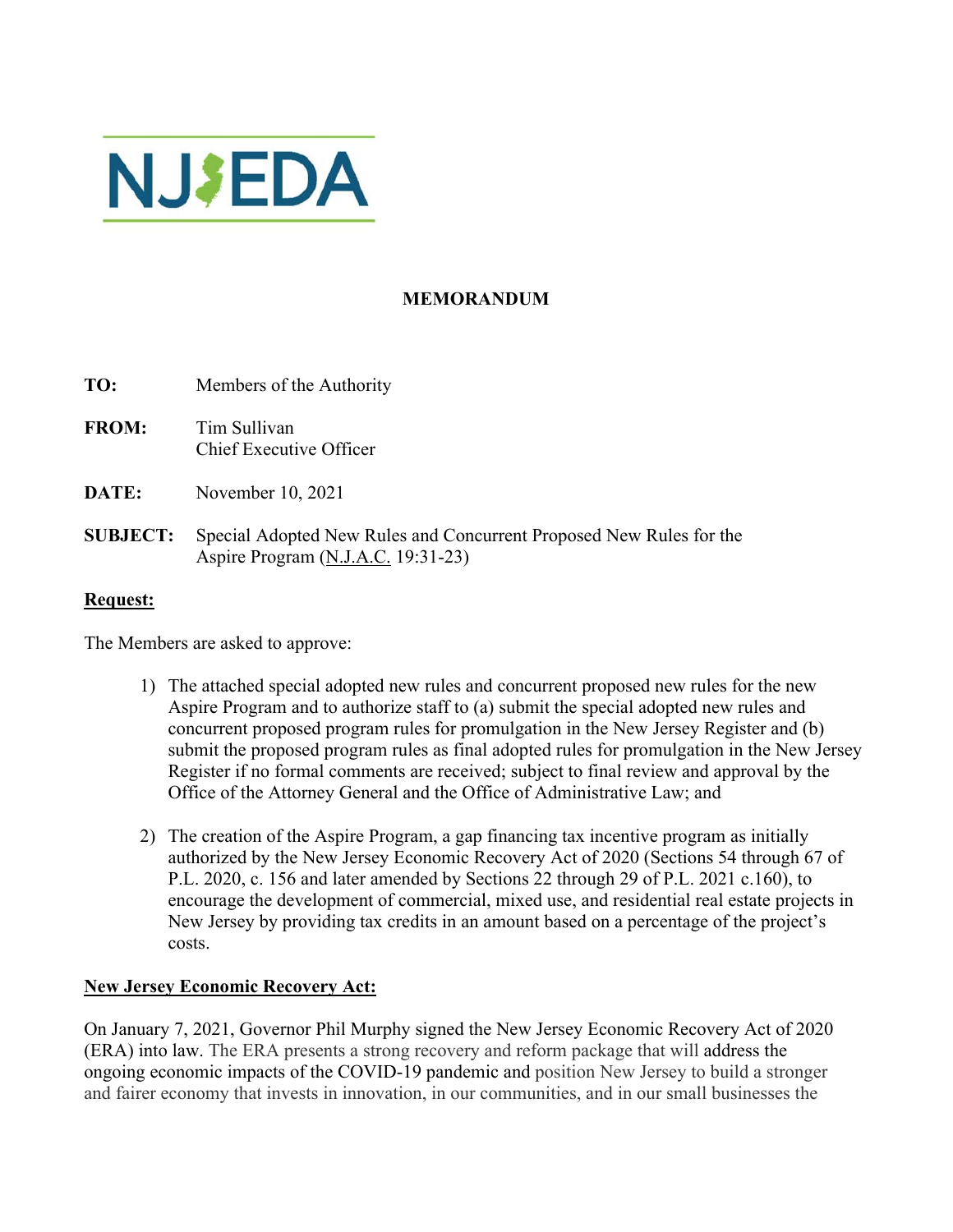NJEDA

**MEMORANDUM**

**TO:** Members of the Authority

**FROM:** Tim Sullivan
Chief Executive Officer

**DATE:** November 10, 2021

**SUBJECT:** Special Adopted New Rules and Concurrent Proposed New Rules for the Aspire Program (N.J.A.C. 19:31-23)

**Request:**

The Members are asked to approve:

1) The attached special adopted new rules and concurrent proposed new rules for the new Aspire Program and to authorize staff to (a) submit the special adopted new rules and concurrent proposed program rules for promulgation in the New Jersey Register and (b) submit the proposed program rules as final adopted rules for promulgation in the New Jersey Register if no formal comments are received; subject to final review and approval by the Office of the Attorney General and the Office of Administrative Law; and

2) The creation of the Aspire Program, a gap financing tax incentive program as initially authorized by the New Jersey Economic Recovery Act of 2020 (Sections 54 through 67 of P.L. 2020, c. 156 and later amended by Sections 22 through 29 of P.L. 2021 c.160), to encourage the development of commercial, mixed use, and residential real estate projects in New Jersey by providing tax credits in an amount based on a percentage of the project's costs.

**New Jersey Economic Recovery Act:**

On January 7, 2021, Governor Phil Murphy signed the New Jersey Economic Recovery Act of 2020 (ERA) into law. The ERA presents a strong recovery and reform package that will address the ongoing economic impacts of the COVID-19 pandemic and position New Jersey to build a stronger and fairer economy that invests in innovation, in our communities, and in our small businesses the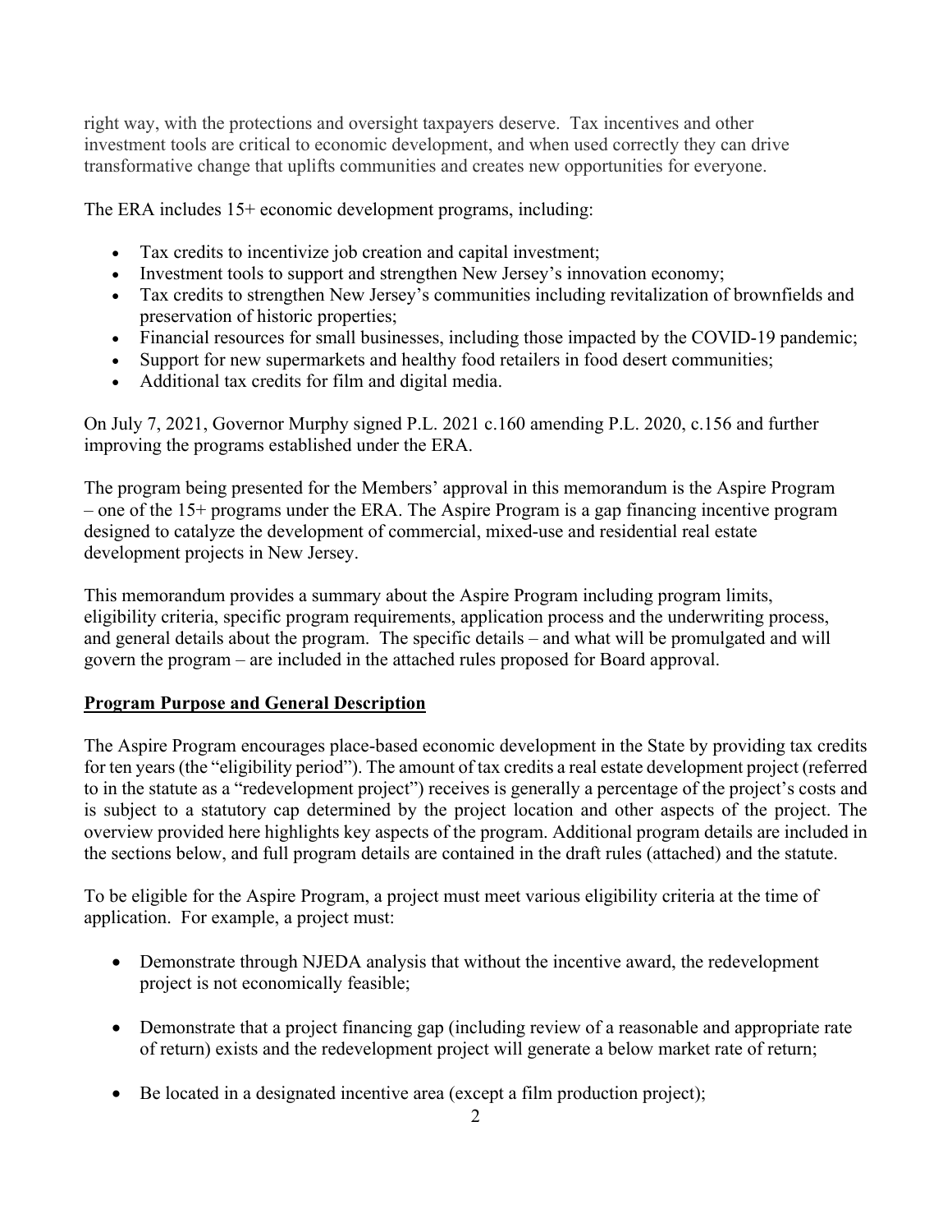right way, with the protections and oversight taxpayers deserve. Tax incentives and other investment tools are critical to economic development, and when used correctly they can drive transformative change that uplifts communities and creates new opportunities for everyone.

The ERA includes 15+ economic development programs, including:

- Tax credits to incentivize job creation and capital investment;
- Investment tools to support and strengthen New Jersey's innovation economy;
- Tax credits to strengthen New Jersey's communities including revitalization of brownfields and preservation of historic properties;
- Financial resources for small businesses, including those impacted by the COVID-19 pandemic;
- Support for new supermarkets and healthy food retailers in food desert communities;
- Additional tax credits for film and digital media.

On July 7, 2021, Governor Murphy signed P.L. 2021 c.160 amending P.L. 2020, c.156 and further improving the programs established under the ERA.

The program being presented for the Members' approval in this memorandum is the Aspire Program – one of the 15+ programs under the ERA. The Aspire Program is a gap financing incentive program designed to catalyze the development of commercial, mixed-use and residential real estate development projects in New Jersey.

This memorandum provides a summary about the Aspire Program including program limits, eligibility criteria, specific program requirements, application process and the underwriting process, and general details about the program. The specific details – and what will be promulgated and will govern the program – are included in the attached rules proposed for Board approval.

**Program Purpose and General Description**

The Aspire Program encourages place-based economic development in the State by providing tax credits for ten years (the "eligibility period"). The amount of tax credits a real estate development project (referred to in the statute as a "redevelopment project") receives is generally a percentage of the project's costs and is subject to a statutory cap determined by the project location and other aspects of the project. The overview provided here highlights key aspects of the program. Additional program details are included in the sections below, and full program details are contained in the draft rules (attached) and the statute.

To be eligible for the Aspire Program, a project must meet various eligibility criteria at the time of application. For example, a project must:

- Demonstrate through NJEDA analysis that without the incentive award, the redevelopment project is not economically feasible;

- Demonstrate that a project financing gap (including review of a reasonable and appropriate rate of return) exists and the redevelopment project will generate a below market rate of return;

- Be located in a designated incentive area (except a film production project);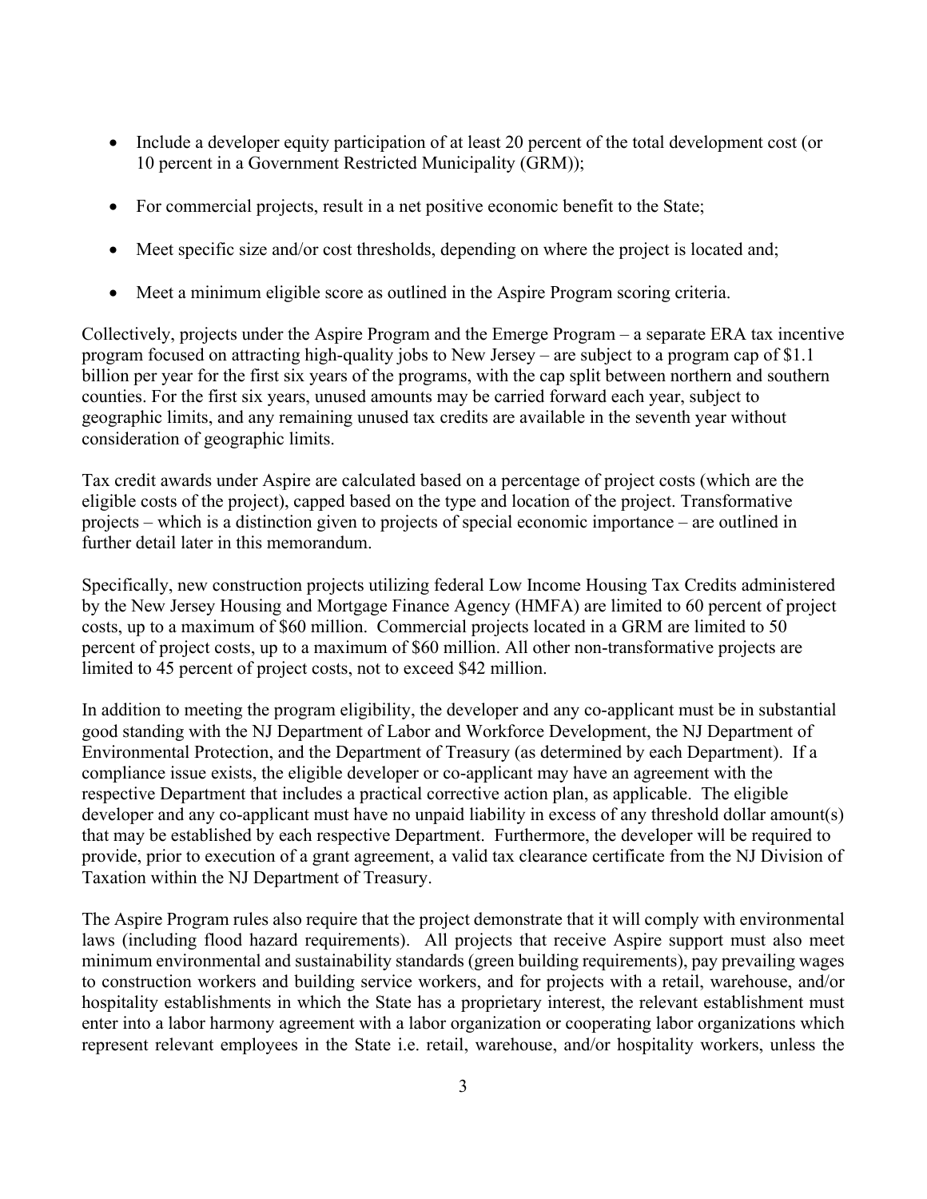- Include a developer equity participation of at least 20 percent of the total development cost (or 10 percent in a Government Restricted Municipality (GRM));
- For commercial projects, result in a net positive economic benefit to the State;
- Meet specific size and/or cost thresholds, depending on where the project is located and;
- Meet a minimum eligible score as outlined in the Aspire Program scoring criteria.

Collectively, projects under the Aspire Program and the Emerge Program – a separate ERA tax incentive program focused on attracting high-quality jobs to New Jersey – are subject to a program cap of $1.1 billion per year for the first six years of the programs, with the cap split between northern and southern counties. For the first six years, unused amounts may be carried forward each year, subject to geographic limits, and any remaining unused tax credits are available in the seventh year without consideration of geographic limits.

Tax credit awards under Aspire are calculated based on a percentage of project costs (which are the eligible costs of the project), capped based on the type and location of the project. Transformative projects – which is a distinction given to projects of special economic importance – are outlined in further detail later in this memorandum.

Specifically, new construction projects utilizing federal Low Income Housing Tax Credits administered by the New Jersey Housing and Mortgage Finance Agency (HMFA) are limited to 60 percent of project costs, up to a maximum of $60 million. Commercial projects located in a GRM are limited to 50 percent of project costs, up to a maximum of $60 million. All other non-transformative projects are limited to 45 percent of project costs, not to exceed $42 million.

In addition to meeting the program eligibility, the developer and any co-applicant must be in substantial good standing with the NJ Department of Labor and Workforce Development, the NJ Department of Environmental Protection, and the Department of Treasury (as determined by each Department). If a compliance issue exists, the eligible developer or co-applicant may have an agreement with the respective Department that includes a practical corrective action plan, as applicable. The eligible developer and any co-applicant must have no unpaid liability in excess of any threshold dollar amount(s) that may be established by each respective Department. Furthermore, the developer will be required to provide, prior to execution of a grant agreement, a valid tax clearance certificate from the NJ Division of Taxation within the NJ Department of Treasury.

The Aspire Program rules also require that the project demonstrate that it will comply with environmental laws (including flood hazard requirements). All projects that receive Aspire support must also meet minimum environmental and sustainability standards (green building requirements), pay prevailing wages to construction workers and building service workers, and for projects with a retail, warehouse, and/or hospitality establishments in which the State has a proprietary interest, the relevant establishment must enter into a labor harmony agreement with a labor organization or cooperating labor organizations which represent relevant employees in the State i.e. retail, warehouse, and/or hospitality workers, unless the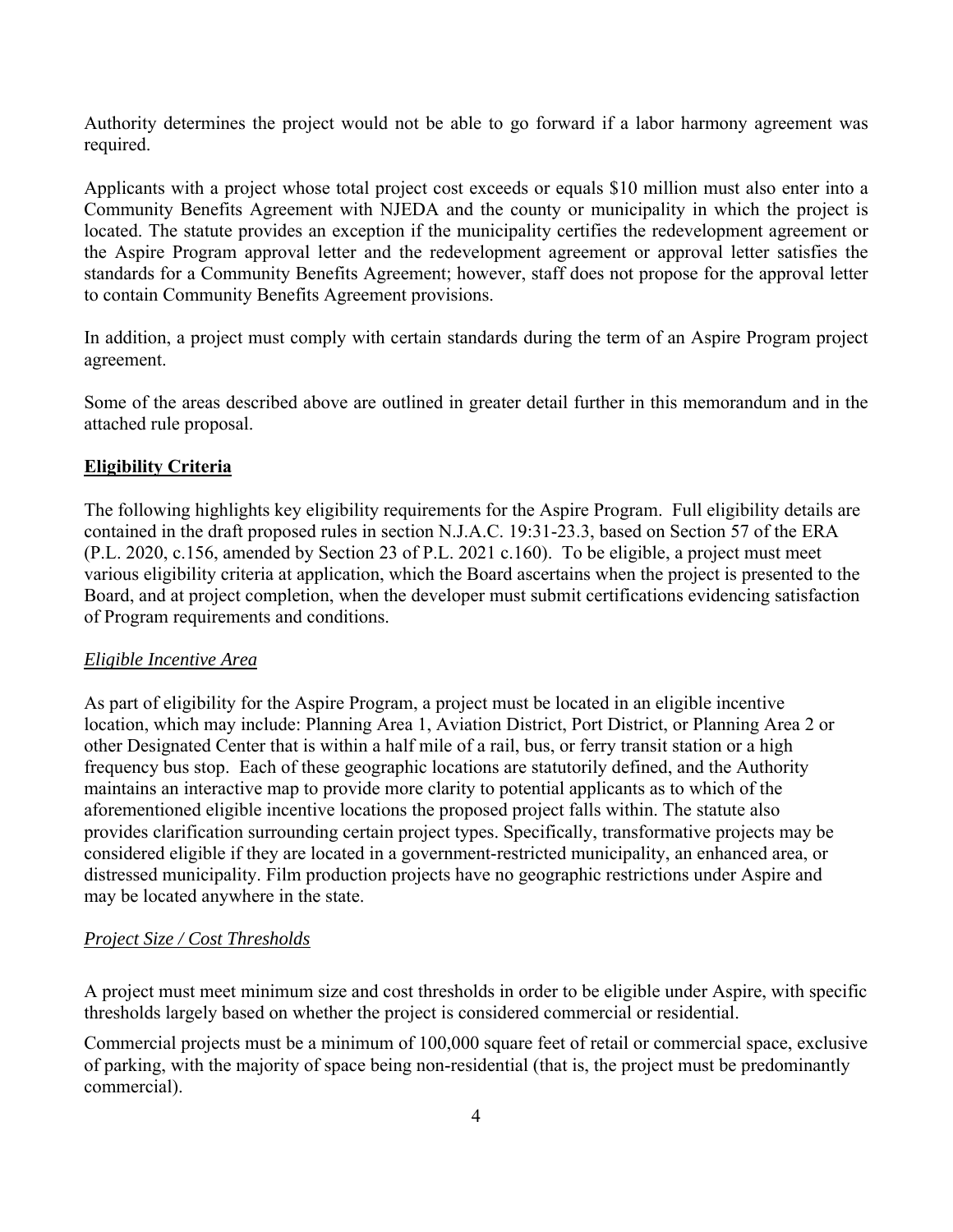Authority determines the project would not be able to go forward if a labor harmony agreement was required.

Applicants with a project whose total project cost exceeds or equals $10 million must also enter into a Community Benefits Agreement with NJEDA and the county or municipality in which the project is located. The statute provides an exception if the municipality certifies the redevelopment agreement or the Aspire Program approval letter and the redevelopment agreement or approval letter satisfies the standards for a Community Benefits Agreement; however, staff does not propose for the approval letter to contain Community Benefits Agreement provisions.

In addition, a project must comply with certain standards during the term of an Aspire Program project agreement.

Some of the areas described above are outlined in greater detail further in this memorandum and in the attached rule proposal.

## Eligibility Criteria

The following highlights key eligibility requirements for the Aspire Program. Full eligibility details are contained in the draft proposed rules in section N.J.A.C. 19:31-23.3, based on Section 57 of the ERA (P.L. 2020, c.156, amended by Section 23 of P.L. 2021 c.160). To be eligible, a project must meet various eligibility criteria at application, which the Board ascertains when the project is presented to the Board, and at project completion, when the developer must submit certifications evidencing satisfaction of Program requirements and conditions.

### *Eligible Incentive Area*

As part of eligibility for the Aspire Program, a project must be located in an eligible incentive location, which may include: Planning Area 1, Aviation District, Port District, or Planning Area 2 or other Designated Center that is within a half mile of a rail, bus, or ferry transit station or a high frequency bus stop. Each of these geographic locations are statutorily defined, and the Authority maintains an interactive map to provide more clarity to potential applicants as to which of the aforementioned eligible incentive locations the proposed project falls within. The statute also provides clarification surrounding certain project types. Specifically, transformative projects may be considered eligible if they are located in a government-restricted municipality, an enhanced area, or distressed municipality. Film production projects have no geographic restrictions under Aspire and may be located anywhere in the state.

### *Project Size / Cost Thresholds*

A project must meet minimum size and cost thresholds in order to be eligible under Aspire, with specific thresholds largely based on whether the project is considered commercial or residential.

Commercial projects must be a minimum of 100,000 square feet of retail or commercial space, exclusive of parking, with the majority of space being non-residential (that is, the project must be predominantly commercial).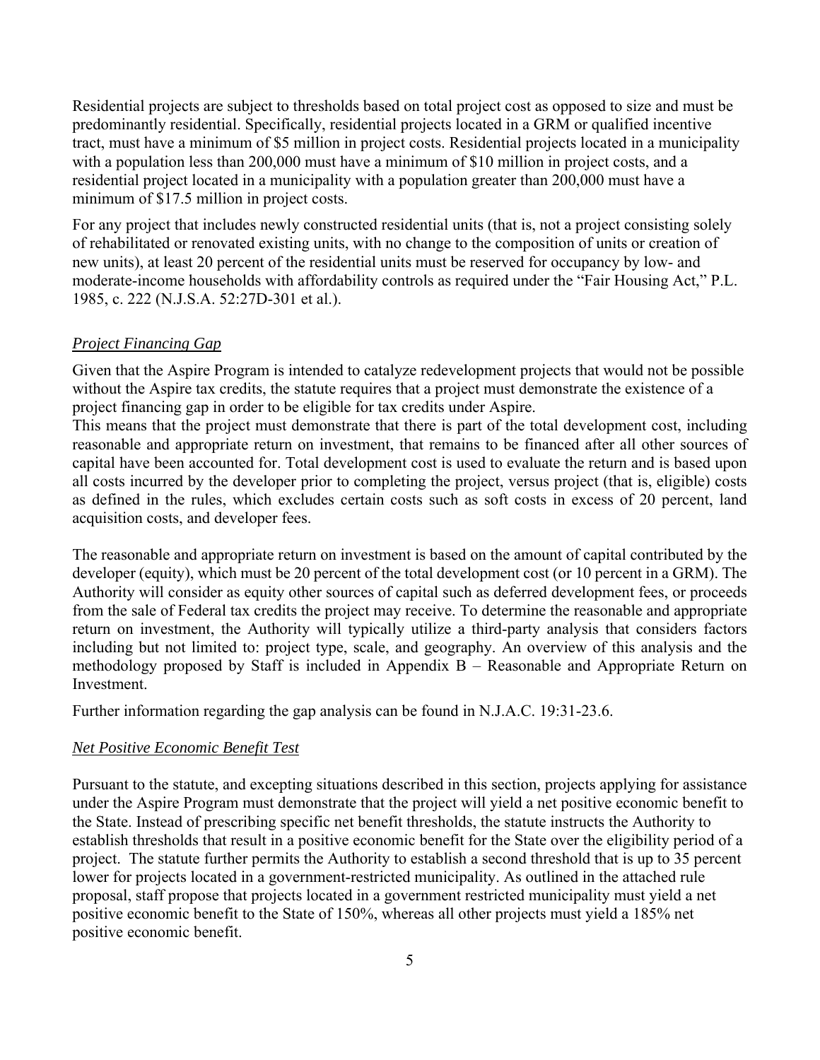Residential projects are subject to thresholds based on total project cost as opposed to size and must be predominantly residential. Specifically, residential projects located in a GRM or qualified incentive tract, must have a minimum of $5 million in project costs. Residential projects located in a municipality with a population less than 200,000 must have a minimum of $10 million in project costs, and a residential project located in a municipality with a population greater than 200,000 must have a minimum of $17.5 million in project costs.

For any project that includes newly constructed residential units (that is, not a project consisting solely of rehabilitated or renovated existing units, with no change to the composition of units or creation of new units), at least 20 percent of the residential units must be reserved for occupancy by low- and moderate-income households with affordability controls as required under the "Fair Housing Act," P.L. 1985, c. 222 (N.J.S.A. 52:27D-301 et al.).

*Project Financing Gap*

Given that the Aspire Program is intended to catalyze redevelopment projects that would not be possible without the Aspire tax credits, the statute requires that a project must demonstrate the existence of a project financing gap in order to be eligible for tax credits under Aspire.

This means that the project must demonstrate that there is part of the total development cost, including reasonable and appropriate return on investment, that remains to be financed after all other sources of capital have been accounted for. Total development cost is used to evaluate the return and is based upon all costs incurred by the developer prior to completing the project, versus project (that is, eligible) costs as defined in the rules, which excludes certain costs such as soft costs in excess of 20 percent, land acquisition costs, and developer fees.

The reasonable and appropriate return on investment is based on the amount of capital contributed by the developer (equity), which must be 20 percent of the total development cost (or 10 percent in a GRM). The Authority will consider as equity other sources of capital such as deferred development fees, or proceeds from the sale of Federal tax credits the project may receive. To determine the reasonable and appropriate return on investment, the Authority will typically utilize a third-party analysis that considers factors including but not limited to: project type, scale, and geography. An overview of this analysis and the methodology proposed by Staff is included in Appendix B – Reasonable and Appropriate Return on Investment.

Further information regarding the gap analysis can be found in N.J.A.C. 19:31-23.6.

*Net Positive Economic Benefit Test*

Pursuant to the statute, and excepting situations described in this section, projects applying for assistance under the Aspire Program must demonstrate that the project will yield a net positive economic benefit to the State. Instead of prescribing specific net benefit thresholds, the statute instructs the Authority to establish thresholds that result in a positive economic benefit for the State over the eligibility period of a project. The statute further permits the Authority to establish a second threshold that is up to 35 percent lower for projects located in a government-restricted municipality. As outlined in the attached rule proposal, staff propose that projects located in a government restricted municipality must yield a net positive economic benefit to the State of 150%, whereas all other projects must yield a 185% net positive economic benefit.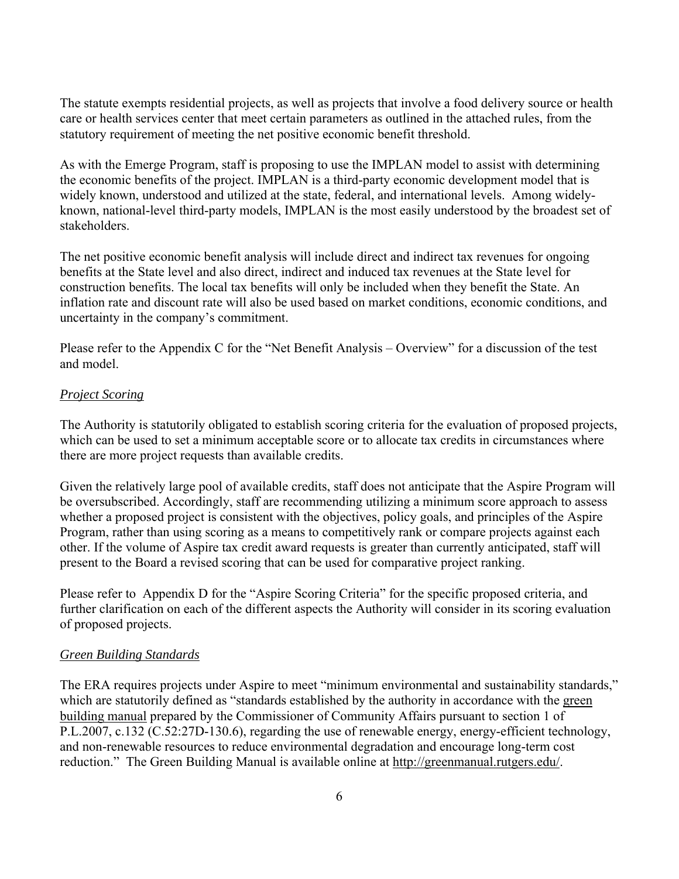The statute exempts residential projects, as well as projects that involve a food delivery source or health care or health services center that meet certain parameters as outlined in the attached rules, from the statutory requirement of meeting the net positive economic benefit threshold.

As with the Emerge Program, staff is proposing to use the IMPLAN model to assist with determining the economic benefits of the project. IMPLAN is a third-party economic development model that is widely known, understood and utilized at the state, federal, and international levels. Among widely-known, national-level third-party models, IMPLAN is the most easily understood by the broadest set of stakeholders.

The net positive economic benefit analysis will include direct and indirect tax revenues for ongoing benefits at the State level and also direct, indirect and induced tax revenues at the State level for construction benefits. The local tax benefits will only be included when they benefit the State. An inflation rate and discount rate will also be used based on market conditions, economic conditions, and uncertainty in the company's commitment.

Please refer to the Appendix C for the "Net Benefit Analysis – Overview" for a discussion of the test and model.

*Project Scoring*

The Authority is statutorily obligated to establish scoring criteria for the evaluation of proposed projects, which can be used to set a minimum acceptable score or to allocate tax credits in circumstances where there are more project requests than available credits.

Given the relatively large pool of available credits, staff does not anticipate that the Aspire Program will be oversubscribed. Accordingly, staff are recommending utilizing a minimum score approach to assess whether a proposed project is consistent with the objectives, policy goals, and principles of the Aspire Program, rather than using scoring as a means to competitively rank or compare projects against each other. If the volume of Aspire tax credit award requests is greater than currently anticipated, staff will present to the Board a revised scoring that can be used for comparative project ranking.

Please refer to Appendix D for the "Aspire Scoring Criteria" for the specific proposed criteria, and further clarification on each of the different aspects the Authority will consider in its scoring evaluation of proposed projects.

*Green Building Standards*

The ERA requires projects under Aspire to meet "minimum environmental and sustainability standards," which are statutorily defined as "standards established by the authority in accordance with the green building manual prepared by the Commissioner of Community Affairs pursuant to section 1 of P.L.2007, c.132 (C.52:27D-130.6), regarding the use of renewable energy, energy-efficient technology, and non-renewable resources to reduce environmental degradation and encourage long-term cost reduction." The Green Building Manual is available online at http://greenmanual.rutgers.edu/.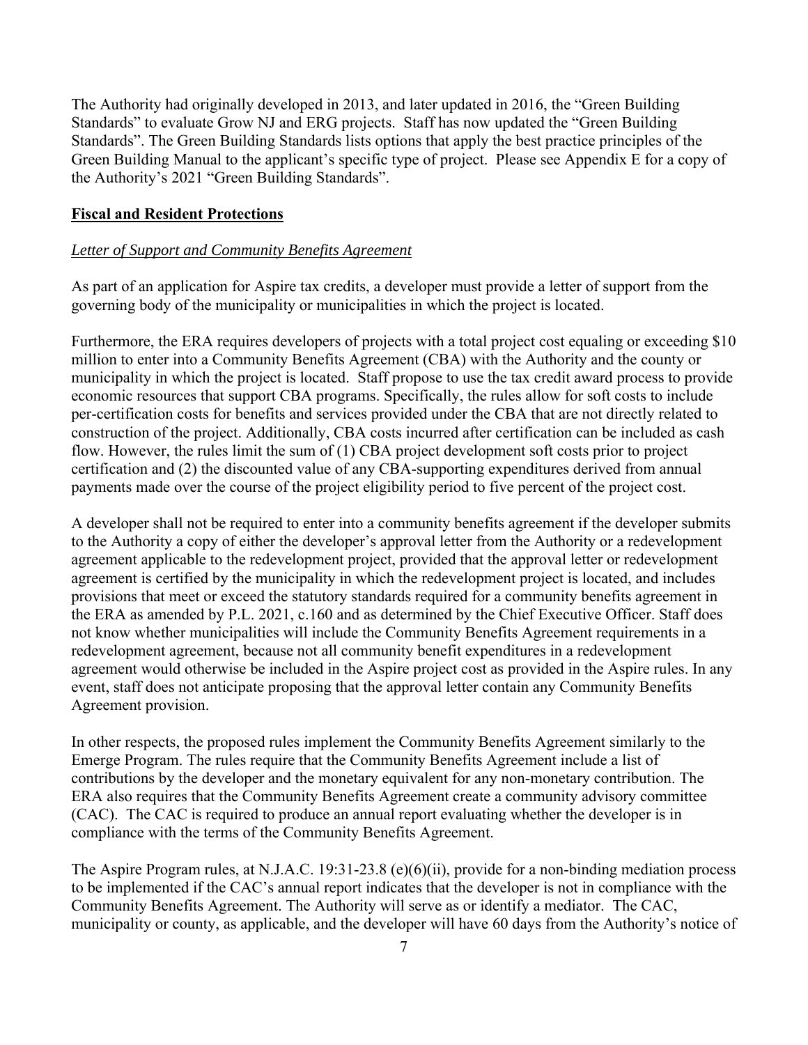The Authority had originally developed in 2013, and later updated in 2016, the "Green Building Standards" to evaluate Grow NJ and ERG projects. Staff has now updated the "Green Building Standards". The Green Building Standards lists options that apply the best practice principles of the Green Building Manual to the applicant's specific type of project. Please see Appendix E for a copy of the Authority's 2021 "Green Building Standards".

## **Fiscal and Resident Protections**

### *Letter of Support and Community Benefits Agreement*

As part of an application for Aspire tax credits, a developer must provide a letter of support from the governing body of the municipality or municipalities in which the project is located.

Furthermore, the ERA requires developers of projects with a total project cost equaling or exceeding $10 million to enter into a Community Benefits Agreement (CBA) with the Authority and the county or municipality in which the project is located. Staff propose to use the tax credit award process to provide economic resources that support CBA programs. Specifically, the rules allow for soft costs to include per-certification costs for benefits and services provided under the CBA that are not directly related to construction of the project. Additionally, CBA costs incurred after certification can be included as cash flow. However, the rules limit the sum of (1) CBA project development soft costs prior to project certification and (2) the discounted value of any CBA-supporting expenditures derived from annual payments made over the course of the project eligibility period to five percent of the project cost.

A developer shall not be required to enter into a community benefits agreement if the developer submits to the Authority a copy of either the developer's approval letter from the Authority or a redevelopment agreement applicable to the redevelopment project, provided that the approval letter or redevelopment agreement is certified by the municipality in which the redevelopment project is located, and includes provisions that meet or exceed the statutory standards required for a community benefits agreement in the ERA as amended by P.L. 2021, c.160 and as determined by the Chief Executive Officer. Staff does not know whether municipalities will include the Community Benefits Agreement requirements in a redevelopment agreement, because not all community benefit expenditures in a redevelopment agreement would otherwise be included in the Aspire project cost as provided in the Aspire rules. In any event, staff does not anticipate proposing that the approval letter contain any Community Benefits Agreement provision.

In other respects, the proposed rules implement the Community Benefits Agreement similarly to the Emerge Program. The rules require that the Community Benefits Agreement include a list of contributions by the developer and the monetary equivalent for any non-monetary contribution. The ERA also requires that the Community Benefits Agreement create a community advisory committee (CAC). The CAC is required to produce an annual report evaluating whether the developer is in compliance with the terms of the Community Benefits Agreement.

The Aspire Program rules, at N.J.A.C. 19:31-23.8 (e)(6)(ii), provide for a non-binding mediation process to be implemented if the CAC's annual report indicates that the developer is not in compliance with the Community Benefits Agreement. The Authority will serve as or identify a mediator. The CAC, municipality or county, as applicable, and the developer will have 60 days from the Authority's notice of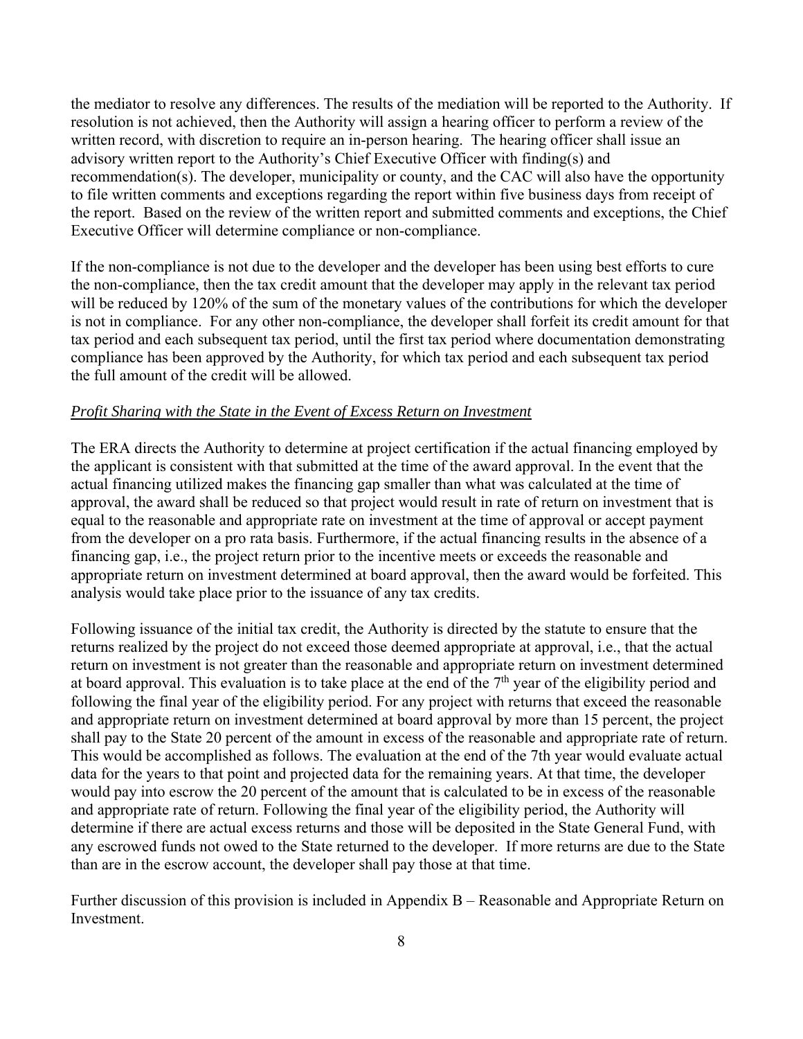the mediator to resolve any differences. The results of the mediation will be reported to the Authority. If resolution is not achieved, then the Authority will assign a hearing officer to perform a review of the written record, with discretion to require an in-person hearing. The hearing officer shall issue an advisory written report to the Authority's Chief Executive Officer with finding(s) and recommendation(s). The developer, municipality or county, and the CAC will also have the opportunity to file written comments and exceptions regarding the report within five business days from receipt of the report. Based on the review of the written report and submitted comments and exceptions, the Chief Executive Officer will determine compliance or non-compliance.

If the non-compliance is not due to the developer and the developer has been using best efforts to cure the non-compliance, then the tax credit amount that the developer may apply in the relevant tax period will be reduced by 120% of the sum of the monetary values of the contributions for which the developer is not in compliance. For any other non-compliance, the developer shall forfeit its credit amount for that tax period and each subsequent tax period, until the first tax period where documentation demonstrating compliance has been approved by the Authority, for which tax period and each subsequent tax period the full amount of the credit will be allowed.

*Profit Sharing with the State in the Event of Excess Return on Investment*

The ERA directs the Authority to determine at project certification if the actual financing employed by the applicant is consistent with that submitted at the time of the award approval. In the event that the actual financing utilized makes the financing gap smaller than what was calculated at the time of approval, the award shall be reduced so that project would result in rate of return on investment that is equal to the reasonable and appropriate rate on investment at the time of approval or accept payment from the developer on a pro rata basis. Furthermore, if the actual financing results in the absence of a financing gap, i.e., the project return prior to the incentive meets or exceeds the reasonable and appropriate return on investment determined at board approval, then the award would be forfeited. This analysis would take place prior to the issuance of any tax credits.

Following issuance of the initial tax credit, the Authority is directed by the statute to ensure that the returns realized by the project do not exceed those deemed appropriate at approval, i.e., that the actual return on investment is not greater than the reasonable and appropriate return on investment determined at board approval. This evaluation is to take place at the end of the 7th year of the eligibility period and following the final year of the eligibility period. For any project with returns that exceed the reasonable and appropriate return on investment determined at board approval by more than 15 percent, the project shall pay to the State 20 percent of the amount in excess of the reasonable and appropriate rate of return. This would be accomplished as follows. The evaluation at the end of the 7th year would evaluate actual data for the years to that point and projected data for the remaining years. At that time, the developer would pay into escrow the 20 percent of the amount that is calculated to be in excess of the reasonable and appropriate rate of return. Following the final year of the eligibility period, the Authority will determine if there are actual excess returns and those will be deposited in the State General Fund, with any escrowed funds not owed to the State returned to the developer. If more returns are due to the State than are in the escrow account, the developer shall pay those at that time.

Further discussion of this provision is included in Appendix B – Reasonable and Appropriate Return on Investment.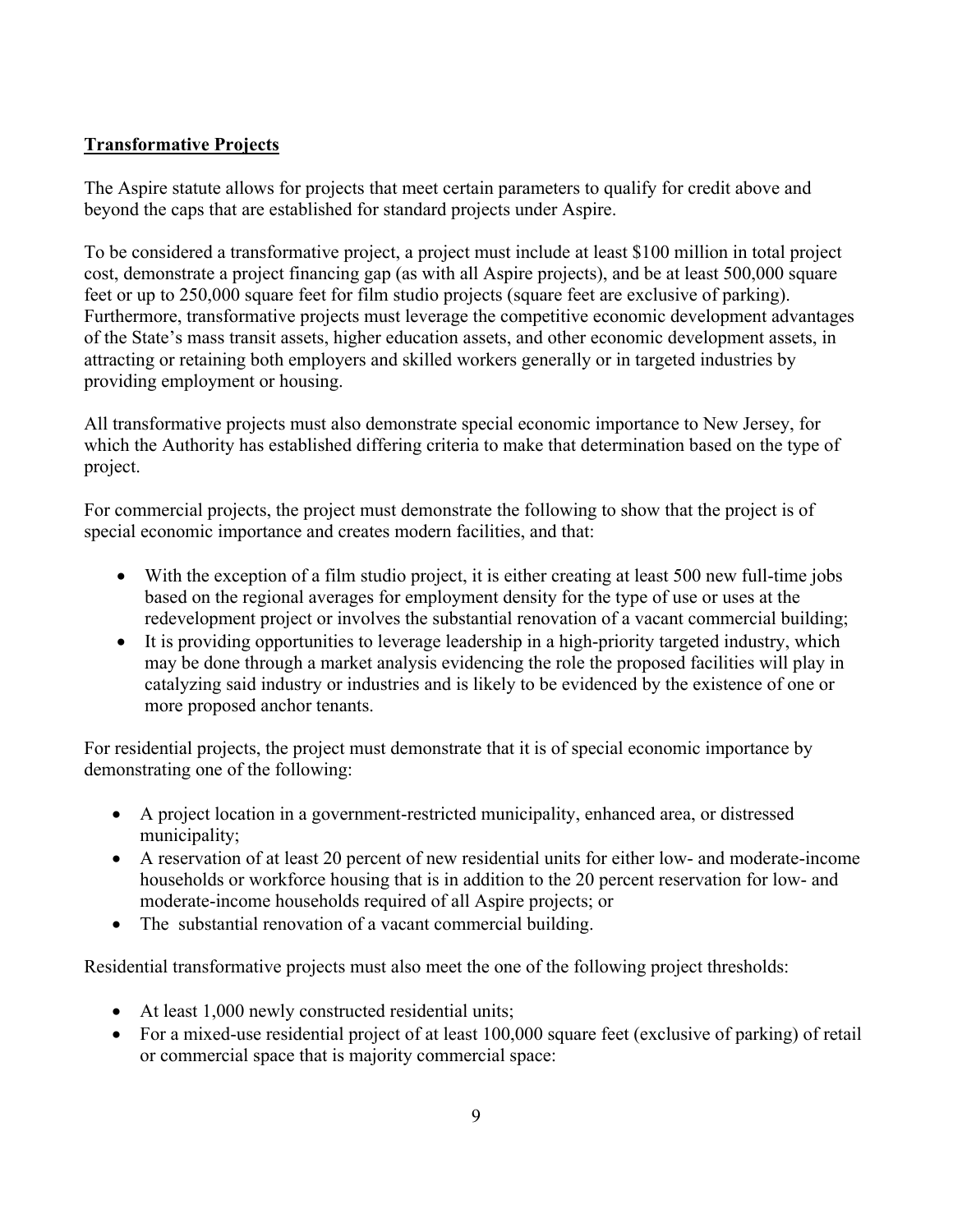## Transformative Projects

The Aspire statute allows for projects that meet certain parameters to qualify for credit above and beyond the caps that are established for standard projects under Aspire.

To be considered a transformative project, a project must include at least $100 million in total project cost, demonstrate a project financing gap (as with all Aspire projects), and be at least 500,000 square feet or up to 250,000 square feet for film studio projects (square feet are exclusive of parking). Furthermore, transformative projects must leverage the competitive economic development advantages of the State's mass transit assets, higher education assets, and other economic development assets, in attracting or retaining both employers and skilled workers generally or in targeted industries by providing employment or housing.

All transformative projects must also demonstrate special economic importance to New Jersey, for which the Authority has established differing criteria to make that determination based on the type of project.

For commercial projects, the project must demonstrate the following to show that the project is of special economic importance and creates modern facilities, and that:

- With the exception of a film studio project, it is either creating at least 500 new full-time jobs based on the regional averages for employment density for the type of use or uses at the redevelopment project or involves the substantial renovation of a vacant commercial building;
- It is providing opportunities to leverage leadership in a high-priority targeted industry, which may be done through a market analysis evidencing the role the proposed facilities will play in catalyzing said industry or industries and is likely to be evidenced by the existence of one or more proposed anchor tenants.

For residential projects, the project must demonstrate that it is of special economic importance by demonstrating one of the following:

- A project location in a government-restricted municipality, enhanced area, or distressed municipality;
- A reservation of at least 20 percent of new residential units for either low- and moderate-income households or workforce housing that is in addition to the 20 percent reservation for low- and moderate-income households required of all Aspire projects; or
- The substantial renovation of a vacant commercial building.

Residential transformative projects must also meet the one of the following project thresholds:

- At least 1,000 newly constructed residential units;
- For a mixed-use residential project of at least 100,000 square feet (exclusive of parking) of retail or commercial space that is majority commercial space: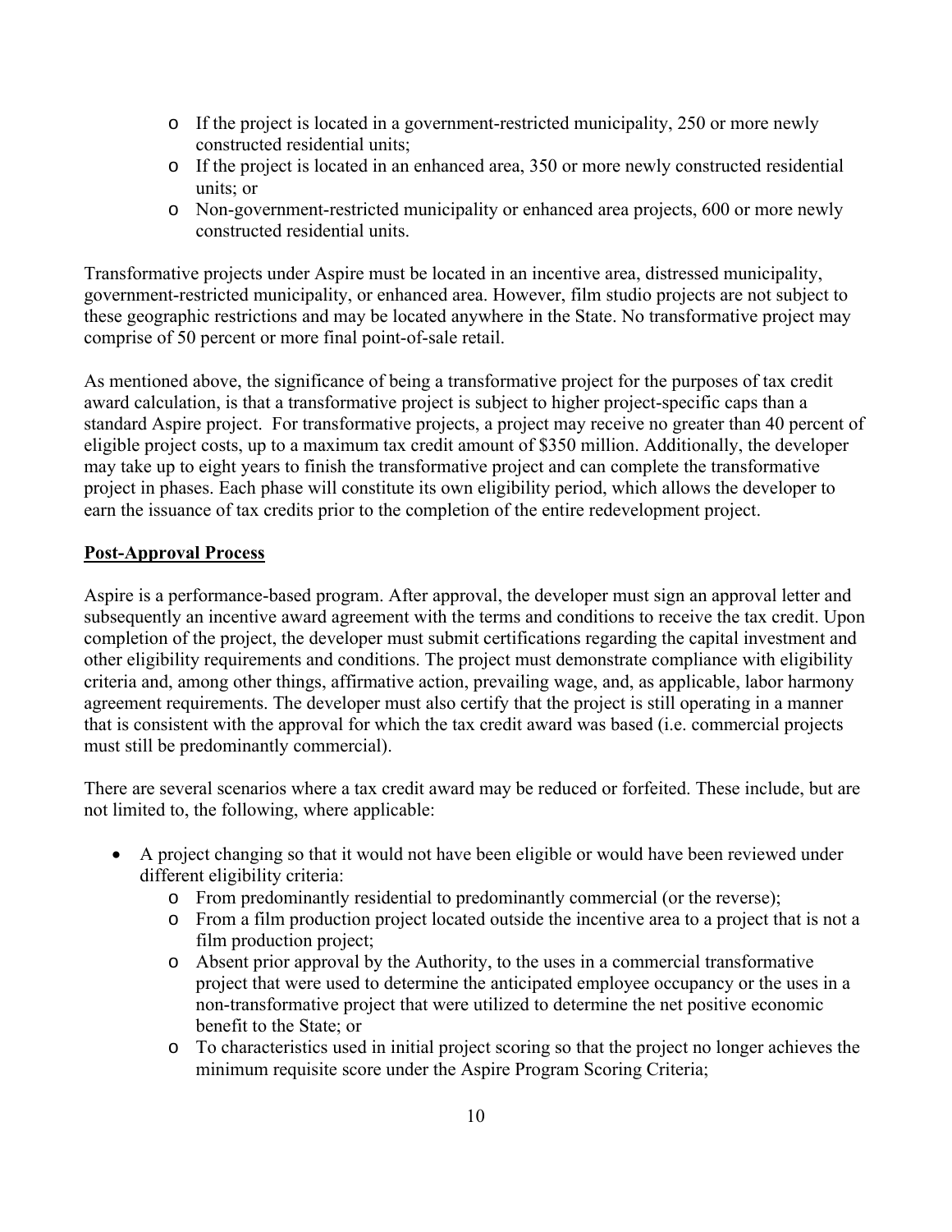- If the project is located in a government-restricted municipality, 250 or more newly constructed residential units;
  - If the project is located in an enhanced area, 350 or more newly constructed residential units; or
  - Non-government-restricted municipality or enhanced area projects, 600 or more newly constructed residential units.

Transformative projects under Aspire must be located in an incentive area, distressed municipality, government-restricted municipality, or enhanced area. However, film studio projects are not subject to these geographic restrictions and may be located anywhere in the State. No transformative project may comprise of 50 percent or more final point-of-sale retail.

As mentioned above, the significance of being a transformative project for the purposes of tax credit award calculation, is that a transformative project is subject to higher project-specific caps than a standard Aspire project. For transformative projects, a project may receive no greater than 40 percent of eligible project costs, up to a maximum tax credit amount of $350 million. Additionally, the developer may take up to eight years to finish the transformative project and can complete the transformative project in phases. Each phase will constitute its own eligibility period, which allows the developer to earn the issuance of tax credits prior to the completion of the entire redevelopment project.

**Post-Approval Process**

Aspire is a performance-based program. After approval, the developer must sign an approval letter and subsequently an incentive award agreement with the terms and conditions to receive the tax credit. Upon completion of the project, the developer must submit certifications regarding the capital investment and other eligibility requirements and conditions. The project must demonstrate compliance with eligibility criteria and, among other things, affirmative action, prevailing wage, and, as applicable, labor harmony agreement requirements. The developer must also certify that the project is still operating in a manner that is consistent with the approval for which the tax credit award was based (i.e. commercial projects must still be predominantly commercial).

There are several scenarios where a tax credit award may be reduced or forfeited. These include, but are not limited to, the following, where applicable:

- A project changing so that it would not have been eligible or would have been reviewed under different eligibility criteria:
  - From predominantly residential to predominantly commercial (or the reverse);
  - From a film production project located outside the incentive area to a project that is not a film production project;
  - Absent prior approval by the Authority, to the uses in a commercial transformative project that were used to determine the anticipated employee occupancy or the uses in a non-transformative project that were utilized to determine the net positive economic benefit to the State; or
  - To characteristics used in initial project scoring so that the project no longer achieves the minimum requisite score under the Aspire Program Scoring Criteria;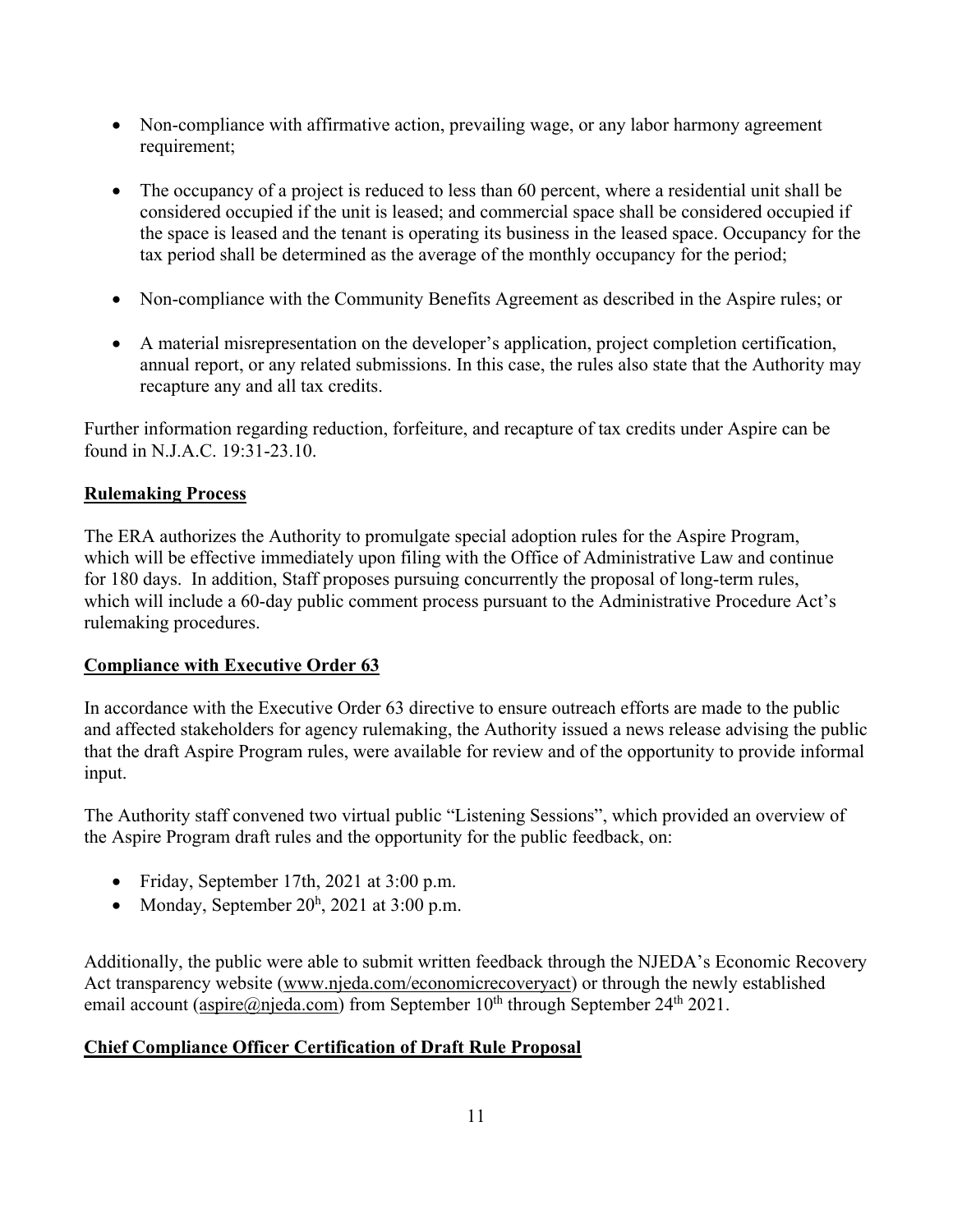- Non-compliance with affirmative action, prevailing wage, or any labor harmony agreement requirement;

- The occupancy of a project is reduced to less than 60 percent, where a residential unit shall be considered occupied if the unit is leased; and commercial space shall be considered occupied if the space is leased and the tenant is operating its business in the leased space. Occupancy for the tax period shall be determined as the average of the monthly occupancy for the period;

- Non-compliance with the Community Benefits Agreement as described in the Aspire rules; or

- A material misrepresentation on the developer's application, project completion certification, annual report, or any related submissions. In this case, the rules also state that the Authority may recapture any and all tax credits.

Further information regarding reduction, forfeiture, and recapture of tax credits under Aspire can be found in N.J.A.C. 19:31-23.10.

**Rulemaking Process**

The ERA authorizes the Authority to promulgate special adoption rules for the Aspire Program, which will be effective immediately upon filing with the Office of Administrative Law and continue for 180 days. In addition, Staff proposes pursuing concurrently the proposal of long-term rules, which will include a 60-day public comment process pursuant to the Administrative Procedure Act's rulemaking procedures.

**Compliance with Executive Order 63**

In accordance with the Executive Order 63 directive to ensure outreach efforts are made to the public and affected stakeholders for agency rulemaking, the Authority issued a news release advising the public that the draft Aspire Program rules, were available for review and of the opportunity to provide informal input.

The Authority staff convened two virtual public "Listening Sessions", which provided an overview of the Aspire Program draft rules and the opportunity for the public feedback, on:

- Friday, September 17th, 2021 at 3:00 p.m.
- Monday, September 20h, 2021 at 3:00 p.m.

Additionally, the public were able to submit written feedback through the NJEDA's Economic Recovery Act transparency website (www.njeda.com/economicrecoveryact) or through the newly established email account (aspire@njeda.com) from September 10th through September 24th 2021.

**Chief Compliance Officer Certification of Draft Rule Proposal**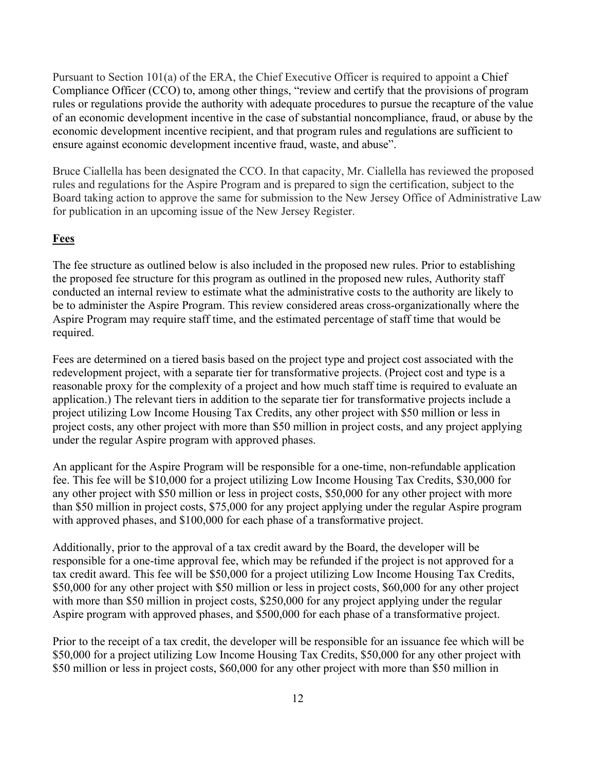Pursuant to Section 101(a) of the ERA, the Chief Executive Officer is required to appoint a Chief Compliance Officer (CCO) to, among other things, "review and certify that the provisions of program rules or regulations provide the authority with adequate procedures to pursue the recapture of the value of an economic development incentive in the case of substantial noncompliance, fraud, or abuse by the economic development incentive recipient, and that program rules and regulations are sufficient to ensure against economic development incentive fraud, waste, and abuse".

Bruce Ciallella has been designated the CCO. In that capacity, Mr. Ciallella has reviewed the proposed rules and regulations for the Aspire Program and is prepared to sign the certification, subject to the Board taking action to approve the same for submission to the New Jersey Office of Administrative Law for publication in an upcoming issue of the New Jersey Register.

**Fees**

The fee structure as outlined below is also included in the proposed new rules. Prior to establishing the proposed fee structure for this program as outlined in the proposed new rules, Authority staff conducted an internal review to estimate what the administrative costs to the authority are likely to be to administer the Aspire Program. This review considered areas cross-organizationally where the Aspire Program may require staff time, and the estimated percentage of staff time that would be required.

Fees are determined on a tiered basis based on the project type and project cost associated with the redevelopment project, with a separate tier for transformative projects. (Project cost and type is a reasonable proxy for the complexity of a project and how much staff time is required to evaluate an application.) The relevant tiers in addition to the separate tier for transformative projects include a project utilizing Low Income Housing Tax Credits, any other project with $50 million or less in project costs, any other project with more than $50 million in project costs, and any project applying under the regular Aspire program with approved phases.

An applicant for the Aspire Program will be responsible for a one-time, non-refundable application fee. This fee will be $10,000 for a project utilizing Low Income Housing Tax Credits, $30,000 for any other project with $50 million or less in project costs, $50,000 for any other project with more than $50 million in project costs, $75,000 for any project applying under the regular Aspire program with approved phases, and $100,000 for each phase of a transformative project.

Additionally, prior to the approval of a tax credit award by the Board, the developer will be responsible for a one-time approval fee, which may be refunded if the project is not approved for a tax credit award. This fee will be $50,000 for a project utilizing Low Income Housing Tax Credits, $50,000 for any other project with $50 million or less in project costs, $60,000 for any other project with more than $50 million in project costs, $250,000 for any project applying under the regular Aspire program with approved phases, and $500,000 for each phase of a transformative project.

Prior to the receipt of a tax credit, the developer will be responsible for an issuance fee which will be $50,000 for a project utilizing Low Income Housing Tax Credits, $50,000 for any other project with $50 million or less in project costs, $60,000 for any other project with more than $50 million in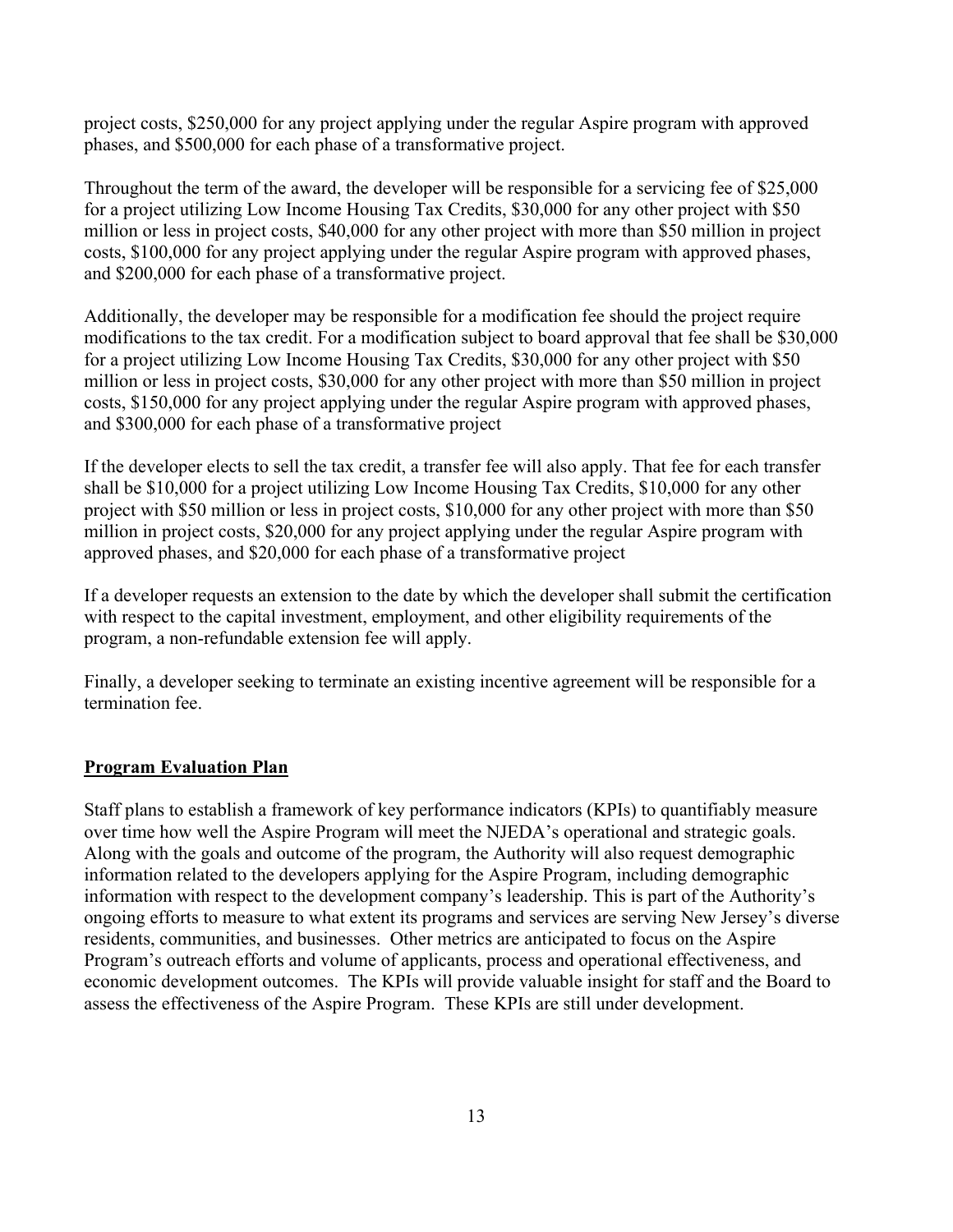project costs, $250,000 for any project applying under the regular Aspire program with approved phases, and $500,000 for each phase of a transformative project.

Throughout the term of the award, the developer will be responsible for a servicing fee of $25,000 for a project utilizing Low Income Housing Tax Credits, $30,000 for any other project with $50 million or less in project costs, $40,000 for any other project with more than $50 million in project costs, $100,000 for any project applying under the regular Aspire program with approved phases, and $200,000 for each phase of a transformative project.

Additionally, the developer may be responsible for a modification fee should the project require modifications to the tax credit. For a modification subject to board approval that fee shall be $30,000 for a project utilizing Low Income Housing Tax Credits, $30,000 for any other project with $50 million or less in project costs, $30,000 for any other project with more than $50 million in project costs, $150,000 for any project applying under the regular Aspire program with approved phases, and $300,000 for each phase of a transformative project

If the developer elects to sell the tax credit, a transfer fee will also apply. That fee for each transfer shall be $10,000 for a project utilizing Low Income Housing Tax Credits, $10,000 for any other project with $50 million or less in project costs, $10,000 for any other project with more than $50 million in project costs, $20,000 for any project applying under the regular Aspire program with approved phases, and $20,000 for each phase of a transformative project

If a developer requests an extension to the date by which the developer shall submit the certification with respect to the capital investment, employment, and other eligibility requirements of the program, a non-refundable extension fee will apply.

Finally, a developer seeking to terminate an existing incentive agreement will be responsible for a termination fee.

## Program Evaluation Plan

Staff plans to establish a framework of key performance indicators (KPIs) to quantifiably measure over time how well the Aspire Program will meet the NJEDA's operational and strategic goals. Along with the goals and outcome of the program, the Authority will also request demographic information related to the developers applying for the Aspire Program, including demographic information with respect to the development company's leadership. This is part of the Authority's ongoing efforts to measure to what extent its programs and services are serving New Jersey's diverse residents, communities, and businesses. Other metrics are anticipated to focus on the Aspire Program's outreach efforts and volume of applicants, process and operational effectiveness, and economic development outcomes. The KPIs will provide valuable insight for staff and the Board to assess the effectiveness of the Aspire Program. These KPIs are still under development.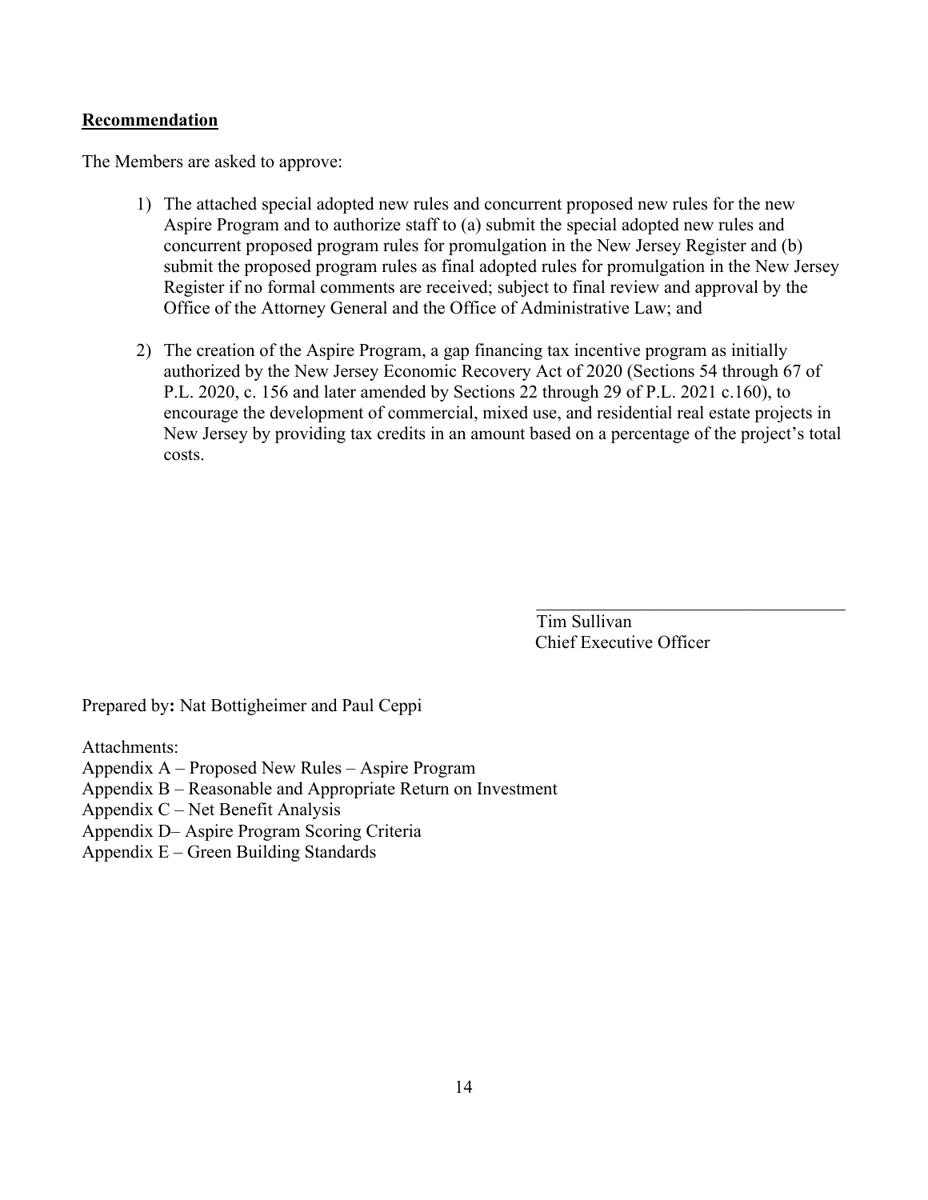**Recommendation**

The Members are asked to approve:

1) The attached special adopted new rules and concurrent proposed new rules for the new Aspire Program and to authorize staff to (a) submit the special adopted new rules and concurrent proposed program rules for promulgation in the New Jersey Register and (b) submit the proposed program rules as final adopted rules for promulgation in the New Jersey Register if no formal comments are received; subject to final review and approval by the Office of the Attorney General and the Office of Administrative Law; and

2) The creation of the Aspire Program, a gap financing tax incentive program as initially authorized by the New Jersey Economic Recovery Act of 2020 (Sections 54 through 67 of P.L. 2020, c. 156 and later amended by Sections 22 through 29 of P.L. 2021 c.160), to encourage the development of commercial, mixed use, and residential real estate projects in New Jersey by providing tax credits in an amount based on a percentage of the project's total costs.

Tim Sullivan
Chief Executive Officer

Prepared by**:** Nat Bottigheimer and Paul Ceppi

Attachments:
Appendix A – Proposed New Rules – Aspire Program
Appendix B – Reasonable and Appropriate Return on Investment
Appendix C – Net Benefit Analysis
Appendix D– Aspire Program Scoring Criteria
Appendix E – Green Building Standards